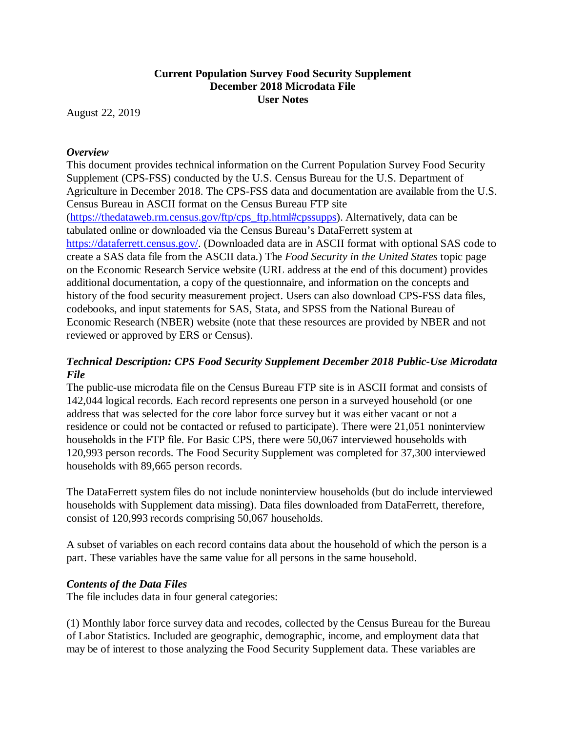**Current Population Survey Food Security Supplement**
**December 2018 Microdata File**
**User Notes**

August 22, 2019

***Overview***

This document provides technical information on the Current Population Survey Food Security Supplement (CPS-FSS) conducted by the U.S. Census Bureau for the U.S. Department of Agriculture in December 2018. The CPS-FSS data and documentation are available from the U.S. Census Bureau in ASCII format on the Census Bureau FTP site (https://thedataweb.rm.census.gov/ftp/cps_ftp.html#cpssupps). Alternatively, data can be tabulated online or downloaded via the Census Bureau's DataFerrett system at https://dataferrett.census.gov/. (Downloaded data are in ASCII format with optional SAS code to create a SAS data file from the ASCII data.) The *Food Security in the United States* topic page on the Economic Research Service website (URL address at the end of this document) provides additional documentation, a copy of the questionnaire, and information on the concepts and history of the food security measurement project. Users can also download CPS-FSS data files, codebooks, and input statements for SAS, Stata, and SPSS from the National Bureau of Economic Research (NBER) website (note that these resources are provided by NBER and not reviewed or approved by ERS or Census).

***Technical Description: CPS Food Security Supplement December 2018 Public-Use Microdata File***

The public-use microdata file on the Census Bureau FTP site is in ASCII format and consists of 142,044 logical records. Each record represents one person in a surveyed household (or one address that was selected for the core labor force survey but it was either vacant or not a residence or could not be contacted or refused to participate). There were 21,051 noninterview households in the FTP file. For Basic CPS, there were 50,067 interviewed households with 120,993 person records. The Food Security Supplement was completed for 37,300 interviewed households with 89,665 person records.

The DataFerrett system files do not include noninterview households (but do include interviewed households with Supplement data missing). Data files downloaded from DataFerrett, therefore, consist of 120,993 records comprising 50,067 households.

A subset of variables on each record contains data about the household of which the person is a part. These variables have the same value for all persons in the same household.

***Contents of the Data Files***

The file includes data in four general categories:

(1) Monthly labor force survey data and recodes, collected by the Census Bureau for the Bureau of Labor Statistics. Included are geographic, demographic, income, and employment data that may be of interest to those analyzing the Food Security Supplement data. These variables are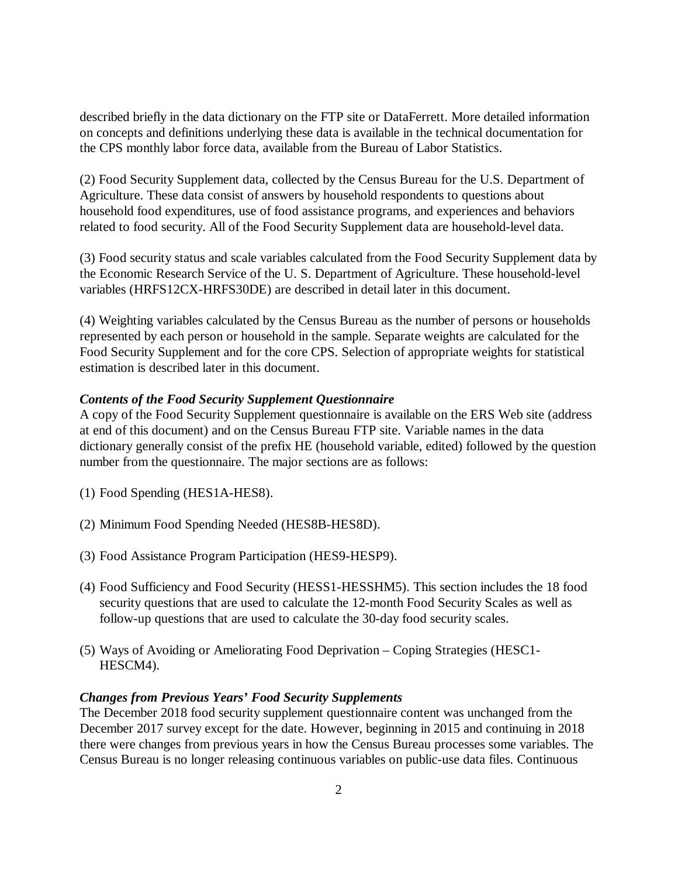described briefly in the data dictionary on the FTP site or DataFerrett. More detailed information on concepts and definitions underlying these data is available in the technical documentation for the CPS monthly labor force data, available from the Bureau of Labor Statistics.

(2) Food Security Supplement data, collected by the Census Bureau for the U.S. Department of Agriculture. These data consist of answers by household respondents to questions about household food expenditures, use of food assistance programs, and experiences and behaviors related to food security. All of the Food Security Supplement data are household-level data.

(3) Food security status and scale variables calculated from the Food Security Supplement data by the Economic Research Service of the U. S. Department of Agriculture. These household-level variables (HRFS12CX-HRFS30DE) are described in detail later in this document.

(4) Weighting variables calculated by the Census Bureau as the number of persons or households represented by each person or household in the sample. Separate weights are calculated for the Food Security Supplement and for the core CPS. Selection of appropriate weights for statistical estimation is described later in this document.

***Contents of the Food Security Supplement Questionnaire***

A copy of the Food Security Supplement questionnaire is available on the ERS Web site (address at end of this document) and on the Census Bureau FTP site. Variable names in the data dictionary generally consist of the prefix HE (household variable, edited) followed by the question number from the questionnaire. The major sections are as follows:

(1) Food Spending (HES1A-HES8).

(2) Minimum Food Spending Needed (HES8B-HES8D).

(3) Food Assistance Program Participation (HES9-HESP9).

(4) Food Sufficiency and Food Security (HESS1-HESSHM5). This section includes the 18 food security questions that are used to calculate the 12-month Food Security Scales as well as follow-up questions that are used to calculate the 30-day food security scales.

(5) Ways of Avoiding or Ameliorating Food Deprivation – Coping Strategies (HESC1-HESCM4).

***Changes from Previous Years' Food Security Supplements***

The December 2018 food security supplement questionnaire content was unchanged from the December 2017 survey except for the date. However, beginning in 2015 and continuing in 2018 there were changes from previous years in how the Census Bureau processes some variables. The Census Bureau is no longer releasing continuous variables on public-use data files. Continuous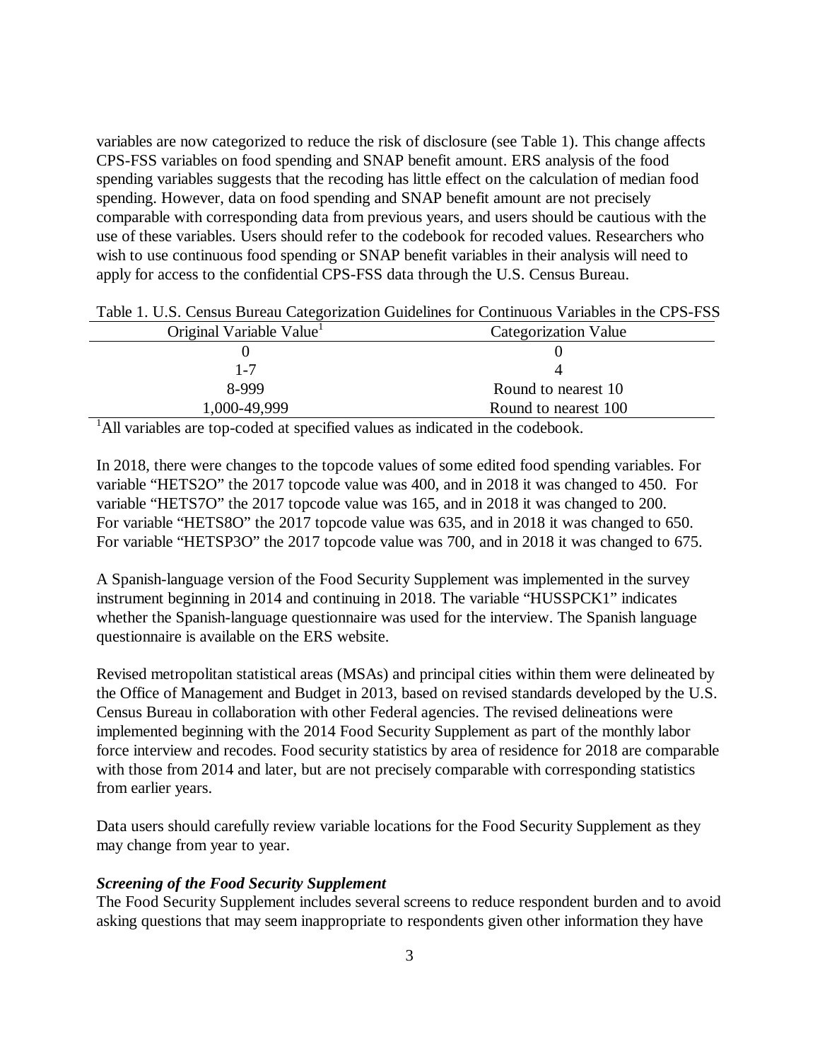variables are now categorized to reduce the risk of disclosure (see Table 1). This change affects CPS-FSS variables on food spending and SNAP benefit amount. ERS analysis of the food spending variables suggests that the recoding has little effect on the calculation of median food spending. However, data on food spending and SNAP benefit amount are not precisely comparable with corresponding data from previous years, and users should be cautious with the use of these variables. Users should refer to the codebook for recoded values. Researchers who wish to use continuous food spending or SNAP benefit variables in their analysis will need to apply for access to the confidential CPS-FSS data through the U.S. Census Bureau.

Table 1. U.S. Census Bureau Categorization Guidelines for Continuous Variables in the CPS-FSS

| Original Variable Value[1] | Categorization Value |
|---|---|
| 0 | 0 |
| 1-7 | 4 |
| 8-999 | Round to nearest 10 |
| 1,000-49,999 | Round to nearest 100 |

[1]All variables are top-coded at specified values as indicated in the codebook.

In 2018, there were changes to the topcode values of some edited food spending variables. For variable "HETS2O" the 2017 topcode value was 400, and in 2018 it was changed to 450. For variable "HETS7O" the 2017 topcode value was 165, and in 2018 it was changed to 200. For variable "HETS8O" the 2017 topcode value was 635, and in 2018 it was changed to 650. For variable "HETSP3O" the 2017 topcode value was 700, and in 2018 it was changed to 675.

A Spanish-language version of the Food Security Supplement was implemented in the survey instrument beginning in 2014 and continuing in 2018. The variable "HUSSPCK1" indicates whether the Spanish-language questionnaire was used for the interview. The Spanish language questionnaire is available on the ERS website.

Revised metropolitan statistical areas (MSAs) and principal cities within them were delineated by the Office of Management and Budget in 2013, based on revised standards developed by the U.S. Census Bureau in collaboration with other Federal agencies. The revised delineations were implemented beginning with the 2014 Food Security Supplement as part of the monthly labor force interview and recodes. Food security statistics by area of residence for 2018 are comparable with those from 2014 and later, but are not precisely comparable with corresponding statistics from earlier years.

Data users should carefully review variable locations for the Food Security Supplement as they may change from year to year.

***Screening of the Food Security Supplement***

The Food Security Supplement includes several screens to reduce respondent burden and to avoid asking questions that may seem inappropriate to respondents given other information they have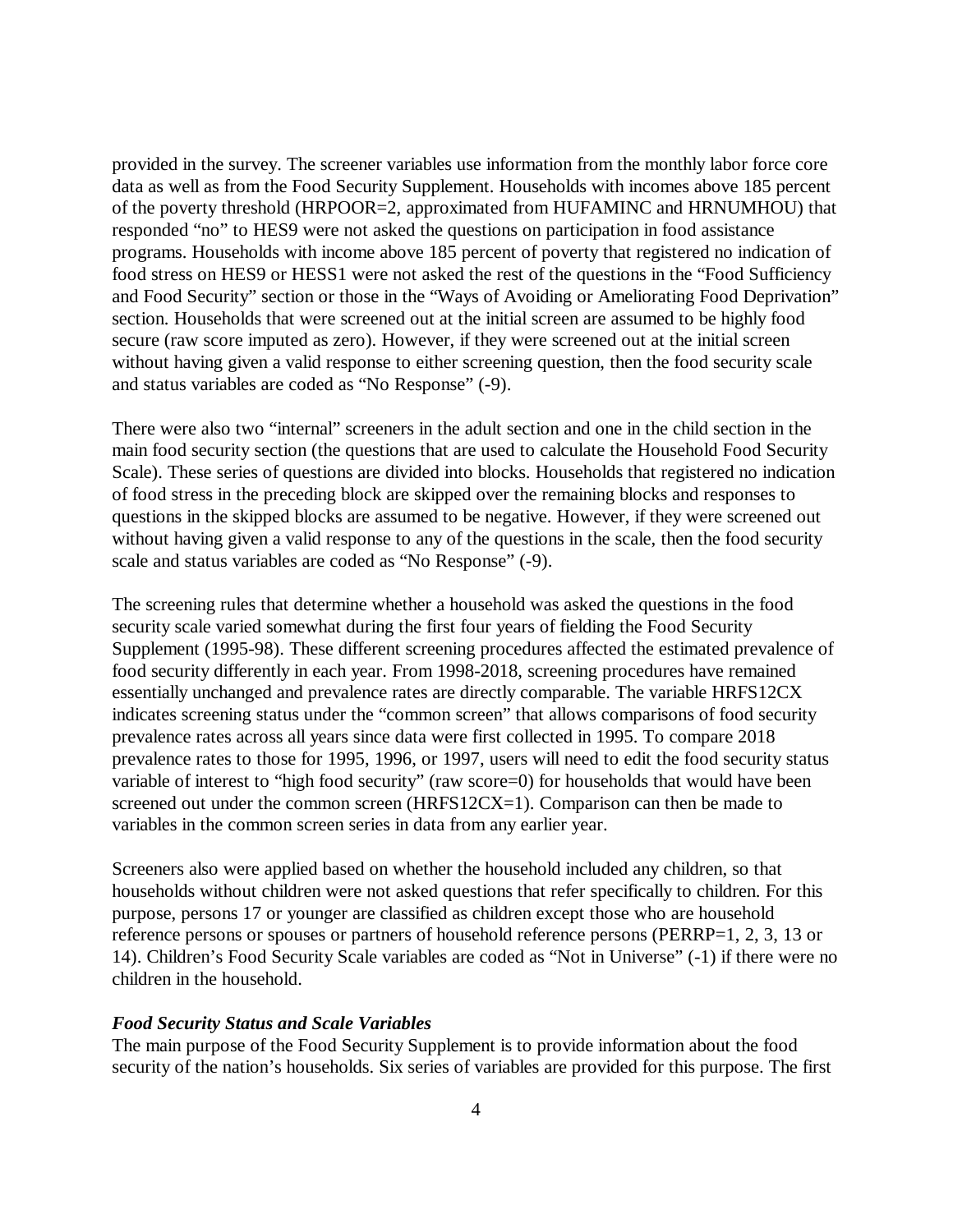provided in the survey. The screener variables use information from the monthly labor force core data as well as from the Food Security Supplement. Households with incomes above 185 percent of the poverty threshold (HRPOOR=2, approximated from HUFAMINC and HRNUMHOU) that responded "no" to HES9 were not asked the questions on participation in food assistance programs. Households with income above 185 percent of poverty that registered no indication of food stress on HES9 or HESS1 were not asked the rest of the questions in the "Food Sufficiency and Food Security" section or those in the "Ways of Avoiding or Ameliorating Food Deprivation" section. Households that were screened out at the initial screen are assumed to be highly food secure (raw score imputed as zero). However, if they were screened out at the initial screen without having given a valid response to either screening question, then the food security scale and status variables are coded as "No Response" (-9).

There were also two "internal" screeners in the adult section and one in the child section in the main food security section (the questions that are used to calculate the Household Food Security Scale). These series of questions are divided into blocks. Households that registered no indication of food stress in the preceding block are skipped over the remaining blocks and responses to questions in the skipped blocks are assumed to be negative. However, if they were screened out without having given a valid response to any of the questions in the scale, then the food security scale and status variables are coded as "No Response" (-9).

The screening rules that determine whether a household was asked the questions in the food security scale varied somewhat during the first four years of fielding the Food Security Supplement (1995-98). These different screening procedures affected the estimated prevalence of food security differently in each year. From 1998-2018, screening procedures have remained essentially unchanged and prevalence rates are directly comparable. The variable HRFS12CX indicates screening status under the "common screen" that allows comparisons of food security prevalence rates across all years since data were first collected in 1995. To compare 2018 prevalence rates to those for 1995, 1996, or 1997, users will need to edit the food security status variable of interest to "high food security" (raw score=0) for households that would have been screened out under the common screen (HRFS12CX=1). Comparison can then be made to variables in the common screen series in data from any earlier year.

Screeners also were applied based on whether the household included any children, so that households without children were not asked questions that refer specifically to children. For this purpose, persons 17 or younger are classified as children except those who are household reference persons or spouses or partners of household reference persons (PERRP=1, 2, 3, 13 or 14). Children's Food Security Scale variables are coded as "Not in Universe" (-1) if there were no children in the household.

***Food Security Status and Scale Variables***

The main purpose of the Food Security Supplement is to provide information about the food security of the nation's households. Six series of variables are provided for this purpose. The first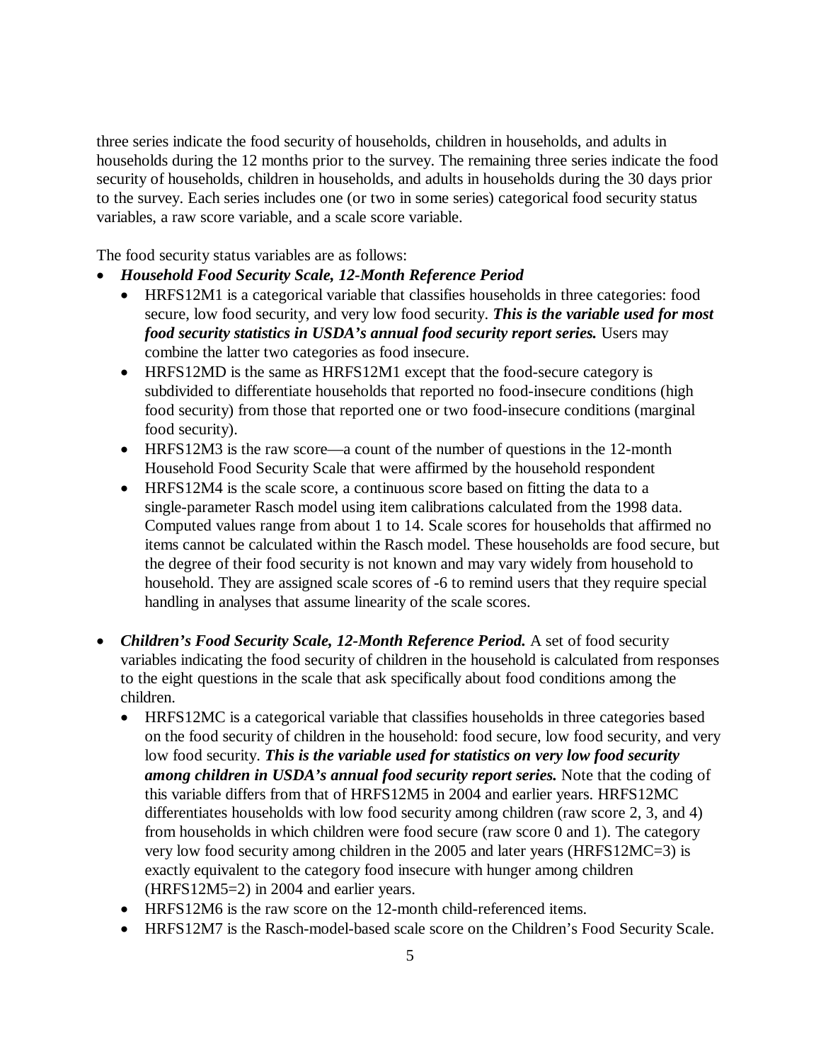three series indicate the food security of households, children in households, and adults in households during the 12 months prior to the survey. The remaining three series indicate the food security of households, children in households, and adults in households during the 30 days prior to the survey. Each series includes one (or two in some series) categorical food security status variables, a raw score variable, and a scale score variable.

The food security status variables are as follows:

- ***Household Food Security Scale, 12-Month Reference Period***
  - HRFS12M1 is a categorical variable that classifies households in three categories: food secure, low food security, and very low food security. ***This is the variable used for most food security statistics in USDA's annual food security report series.*** Users may combine the latter two categories as food insecure.
  - HRFS12MD is the same as HRFS12M1 except that the food-secure category is subdivided to differentiate households that reported no food-insecure conditions (high food security) from those that reported one or two food-insecure conditions (marginal food security).
  - HRFS12M3 is the raw score—a count of the number of questions in the 12-month Household Food Security Scale that were affirmed by the household respondent
  - HRFS12M4 is the scale score, a continuous score based on fitting the data to a single-parameter Rasch model using item calibrations calculated from the 1998 data. Computed values range from about 1 to 14. Scale scores for households that affirmed no items cannot be calculated within the Rasch model. These households are food secure, but the degree of their food security is not known and may vary widely from household to household. They are assigned scale scores of -6 to remind users that they require special handling in analyses that assume linearity of the scale scores.

- ***Children's Food Security Scale, 12-Month Reference Period.*** A set of food security variables indicating the food security of children in the household is calculated from responses to the eight questions in the scale that ask specifically about food conditions among the children.
  - HRFS12MC is a categorical variable that classifies households in three categories based on the food security of children in the household: food secure, low food security, and very low food security. ***This is the variable used for statistics on very low food security among children in USDA's annual food security report series.*** Note that the coding of this variable differs from that of HRFS12M5 in 2004 and earlier years. HRFS12MC differentiates households with low food security among children (raw score 2, 3, and 4) from households in which children were food secure (raw score 0 and 1). The category very low food security among children in the 2005 and later years (HRFS12MC=3) is exactly equivalent to the category food insecure with hunger among children (HRFS12M5=2) in 2004 and earlier years.
  - HRFS12M6 is the raw score on the 12-month child-referenced items.
  - HRFS12M7 is the Rasch-model-based scale score on the Children's Food Security Scale.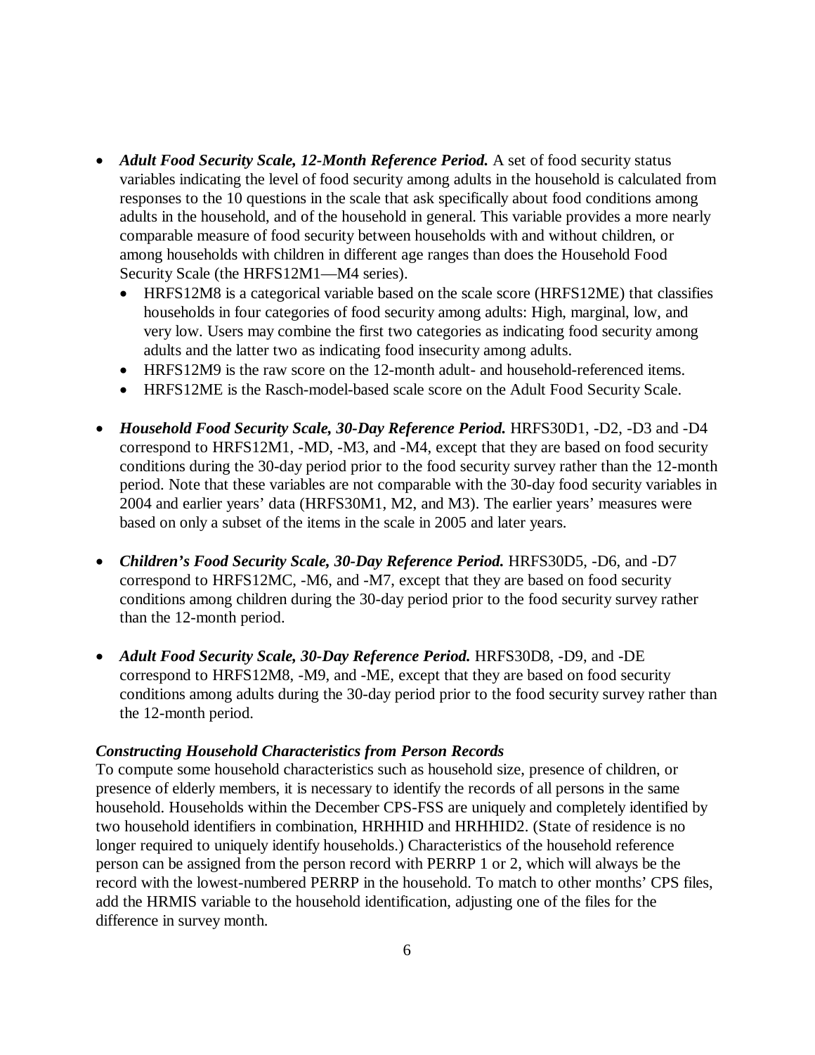- ***Adult Food Security Scale, 12-Month Reference Period.*** A set of food security status variables indicating the level of food security among adults in the household is calculated from responses to the 10 questions in the scale that ask specifically about food conditions among adults in the household, and of the household in general. This variable provides a more nearly comparable measure of food security between households with and without children, or among households with children in different age ranges than does the Household Food Security Scale (the HRFS12M1—M4 series).
  - HRFS12M8 is a categorical variable based on the scale score (HRFS12ME) that classifies households in four categories of food security among adults: High, marginal, low, and very low. Users may combine the first two categories as indicating food security among adults and the latter two as indicating food insecurity among adults.
  - HRFS12M9 is the raw score on the 12-month adult- and household-referenced items.
  - HRFS12ME is the Rasch-model-based scale score on the Adult Food Security Scale.

- ***Household Food Security Scale, 30-Day Reference Period.*** HRFS30D1, -D2, -D3 and -D4 correspond to HRFS12M1, -MD, -M3, and -M4, except that they are based on food security conditions during the 30-day period prior to the food security survey rather than the 12-month period. Note that these variables are not comparable with the 30-day food security variables in 2004 and earlier years' data (HRFS30M1, M2, and M3). The earlier years' measures were based on only a subset of the items in the scale in 2005 and later years.

- ***Children's Food Security Scale, 30-Day Reference Period.*** HRFS30D5, -D6, and -D7 correspond to HRFS12MC, -M6, and -M7, except that they are based on food security conditions among children during the 30-day period prior to the food security survey rather than the 12-month period.

- ***Adult Food Security Scale, 30-Day Reference Period.*** HRFS30D8, -D9, and -DE correspond to HRFS12M8, -M9, and -ME, except that they are based on food security conditions among adults during the 30-day period prior to the food security survey rather than the 12-month period.

***Constructing Household Characteristics from Person Records***

To compute some household characteristics such as household size, presence of children, or presence of elderly members, it is necessary to identify the records of all persons in the same household. Households within the December CPS-FSS are uniquely and completely identified by two household identifiers in combination, HRHHID and HRHHID2. (State of residence is no longer required to uniquely identify households.) Characteristics of the household reference person can be assigned from the person record with PERRP 1 or 2, which will always be the record with the lowest-numbered PERRP in the household. To match to other months' CPS files, add the HRMIS variable to the household identification, adjusting one of the files for the difference in survey month.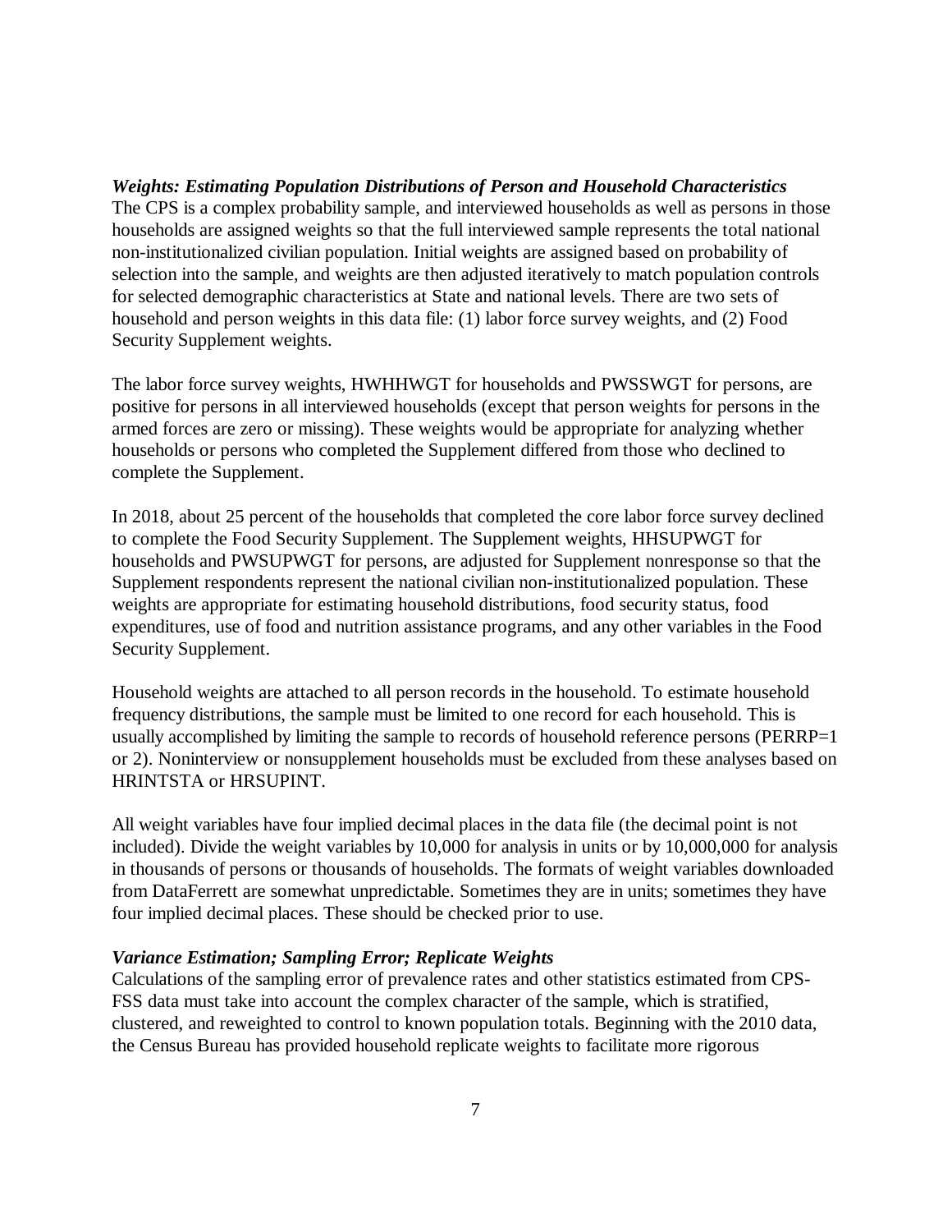***Weights: Estimating Population Distributions of Person and Household Characteristics***

The CPS is a complex probability sample, and interviewed households as well as persons in those households are assigned weights so that the full interviewed sample represents the total national non-institutionalized civilian population. Initial weights are assigned based on probability of selection into the sample, and weights are then adjusted iteratively to match population controls for selected demographic characteristics at State and national levels. There are two sets of household and person weights in this data file: (1) labor force survey weights, and (2) Food Security Supplement weights.

The labor force survey weights, HWHHWGT for households and PWSSWGT for persons, are positive for persons in all interviewed households (except that person weights for persons in the armed forces are zero or missing). These weights would be appropriate for analyzing whether households or persons who completed the Supplement differed from those who declined to complete the Supplement.

In 2018, about 25 percent of the households that completed the core labor force survey declined to complete the Food Security Supplement. The Supplement weights, HHSUPWGT for households and PWSUPWGT for persons, are adjusted for Supplement nonresponse so that the Supplement respondents represent the national civilian non-institutionalized population. These weights are appropriate for estimating household distributions, food security status, food expenditures, use of food and nutrition assistance programs, and any other variables in the Food Security Supplement.

Household weights are attached to all person records in the household. To estimate household frequency distributions, the sample must be limited to one record for each household. This is usually accomplished by limiting the sample to records of household reference persons (PERRP=1 or 2). Noninterview or nonsupplement households must be excluded from these analyses based on HRINTSTA or HRSUPINT.

All weight variables have four implied decimal places in the data file (the decimal point is not included). Divide the weight variables by 10,000 for analysis in units or by 10,000,000 for analysis in thousands of persons or thousands of households. The formats of weight variables downloaded from DataFerrett are somewhat unpredictable. Sometimes they are in units; sometimes they have four implied decimal places. These should be checked prior to use.

***Variance Estimation; Sampling Error; Replicate Weights***

Calculations of the sampling error of prevalence rates and other statistics estimated from CPS-FSS data must take into account the complex character of the sample, which is stratified, clustered, and reweighted to control to known population totals. Beginning with the 2010 data, the Census Bureau has provided household replicate weights to facilitate more rigorous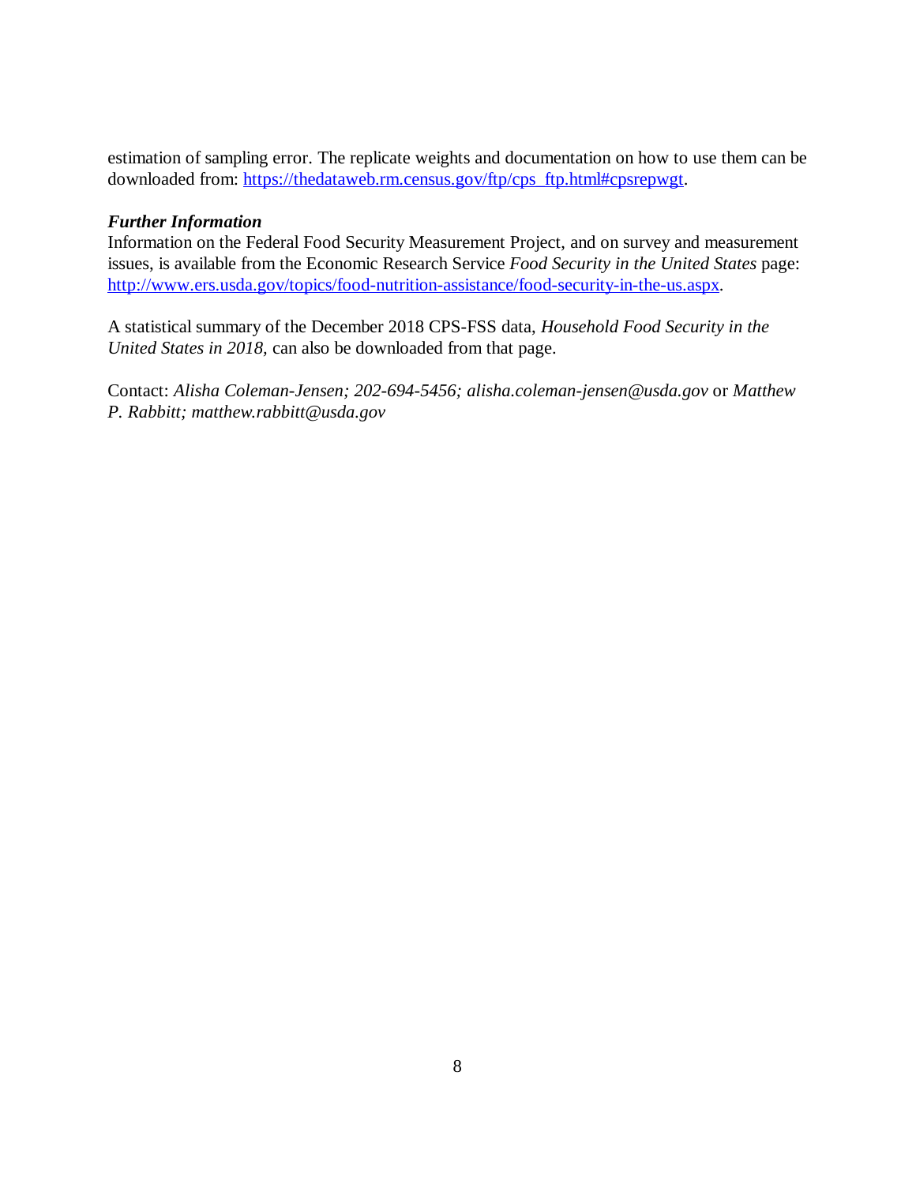estimation of sampling error. The replicate weights and documentation on how to use them can be downloaded from: https://thedataweb.rm.census.gov/ftp/cps_ftp.html#cpsrepwgt.

***Further Information***

Information on the Federal Food Security Measurement Project, and on survey and measurement issues, is available from the Economic Research Service *Food Security in the United States* page: http://www.ers.usda.gov/topics/food-nutrition-assistance/food-security-in-the-us.aspx.

A statistical summary of the December 2018 CPS-FSS data, *Household Food Security in the United States in 2018*, can also be downloaded from that page.

Contact: *Alisha Coleman-Jensen; 202-694-5456; alisha.coleman-jensen@usda.gov* or *Matthew P. Rabbitt; matthew.rabbitt@usda.gov*